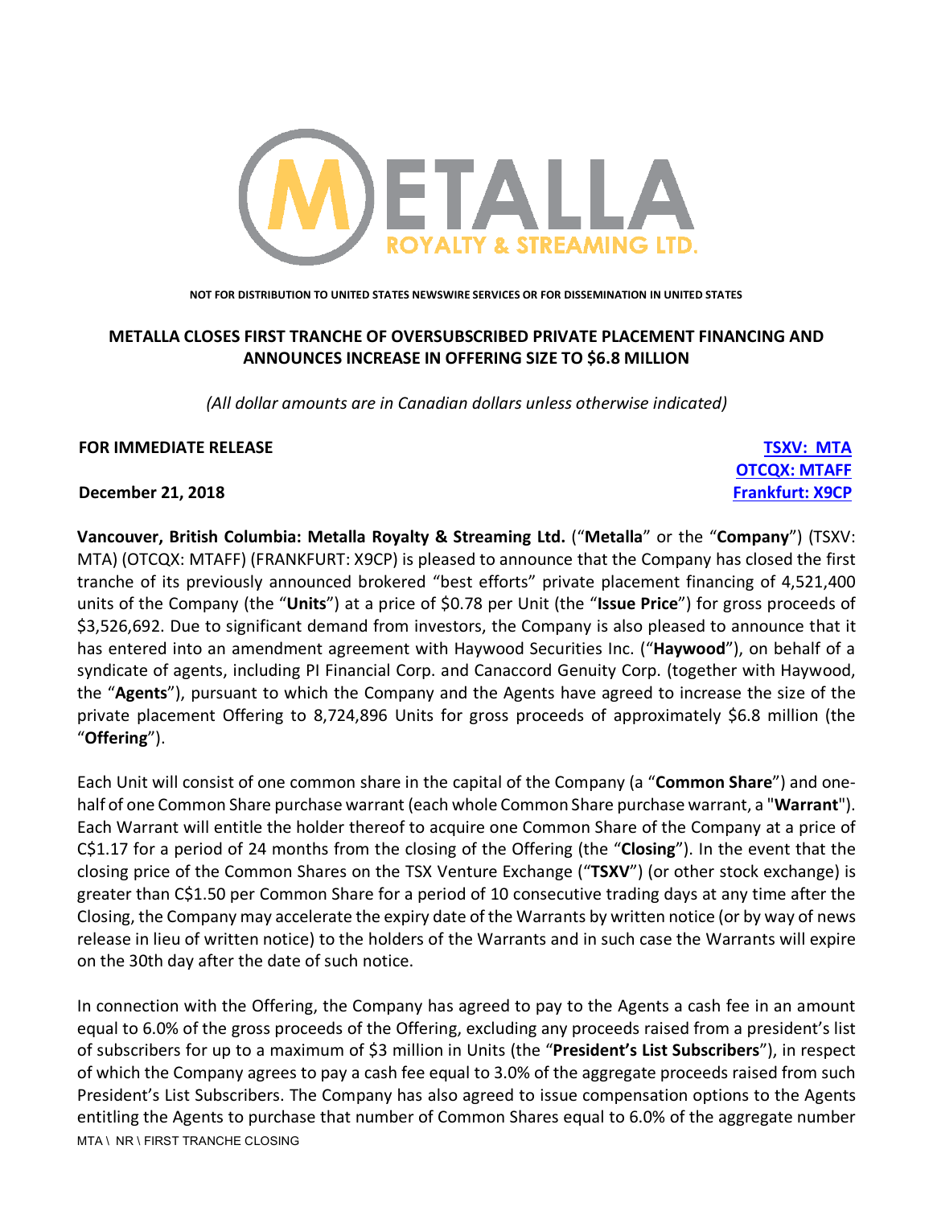NOT FOR DISTRIBUTION TO UNITED STATES NEWSWIRE SERVICES OR FOR DISSEMINATION IN UNITED STATES

# METALLA CLOSES FIRST TRANCHE OF OVERSUBSCRIBED PRIVATE PLACEMENT FINANCING AND ANNOUNCES INCREASE IN OFFERING SIZE TO $6.8 MILLION

*(All dollar amounts are in Canadian dollars unless otherwise indicated)*

**FOR IMMEDIATE RELEASE**

**TSXV: MTA**
**OTCQX: MTAFF**
**Frankfurt: X9CP**

**December 21, 2018**

**Vancouver, British Columbia: Metalla Royalty & Streaming Ltd.** ("**Metalla**" or the "**Company**") (TSXV: MTA) (OTCQX: MTAFF) (FRANKFURT: X9CP) is pleased to announce that the Company has closed the first tranche of its previously announced brokered "best efforts" private placement financing of 4,521,400 units of the Company (the "**Units**") at a price of $0.78 per Unit (the "**Issue Price**") for gross proceeds of $3,526,692. Due to significant demand from investors, the Company is also pleased to announce that it has entered into an amendment agreement with Haywood Securities Inc. ("**Haywood**"), on behalf of a syndicate of agents, including PI Financial Corp. and Canaccord Genuity Corp. (together with Haywood, the "**Agents**"), pursuant to which the Company and the Agents have agreed to increase the size of the private placement Offering to 8,724,896 Units for gross proceeds of approximately $6.8 million (the "**Offering**").

Each Unit will consist of one common share in the capital of the Company (a "**Common Share**") and one-half of one Common Share purchase warrant (each whole Common Share purchase warrant, a "**Warrant**"). Each Warrant will entitle the holder thereof to acquire one Common Share of the Company at a price of C$1.17 for a period of 24 months from the closing of the Offering (the "**Closing**"). In the event that the closing price of the Common Shares on the TSX Venture Exchange ("**TSXV**") (or other stock exchange) is greater than C$1.50 per Common Share for a period of 10 consecutive trading days at any time after the Closing, the Company may accelerate the expiry date of the Warrants by written notice (or by way of news release in lieu of written notice) to the holders of the Warrants and in such case the Warrants will expire on the 30th day after the date of such notice.

In connection with the Offering, the Company has agreed to pay to the Agents a cash fee in an amount equal to 6.0% of the gross proceeds of the Offering, excluding any proceeds raised from a president's list of subscribers for up to a maximum of $3 million in Units (the "**President's List Subscribers**"), in respect of which the Company agrees to pay a cash fee equal to 3.0% of the aggregate proceeds raised from such President's List Subscribers. The Company has also agreed to issue compensation options to the Agents entitling the Agents to purchase that number of Common Shares equal to 6.0% of the aggregate number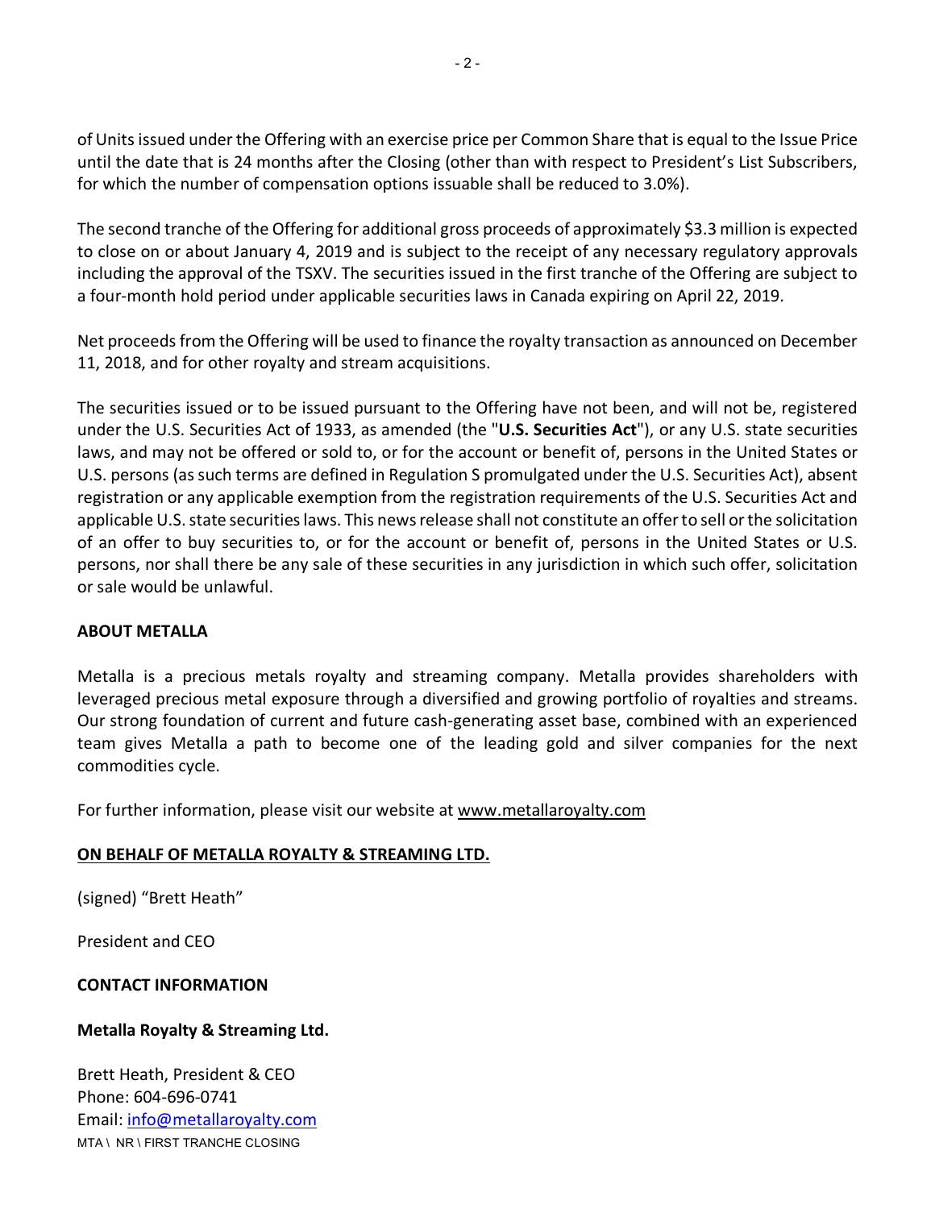of Units issued under the Offering with an exercise price per Common Share that is equal to the Issue Price until the date that is 24 months after the Closing (other than with respect to President's List Subscribers, for which the number of compensation options issuable shall be reduced to 3.0%).

The second tranche of the Offering for additional gross proceeds of approximately $3.3 million is expected to close on or about January 4, 2019 and is subject to the receipt of any necessary regulatory approvals including the approval of the TSXV. The securities issued in the first tranche of the Offering are subject to a four-month hold period under applicable securities laws in Canada expiring on April 22, 2019.

Net proceeds from the Offering will be used to finance the royalty transaction as announced on December 11, 2018, and for other royalty and stream acquisitions.

The securities issued or to be issued pursuant to the Offering have not been, and will not be, registered under the U.S. Securities Act of 1933, as amended (the "**U.S. Securities Act**"), or any U.S. state securities laws, and may not be offered or sold to, or for the account or benefit of, persons in the United States or U.S. persons (as such terms are defined in Regulation S promulgated under the U.S. Securities Act), absent registration or any applicable exemption from the registration requirements of the U.S. Securities Act and applicable U.S. state securities laws. This news release shall not constitute an offer to sell or the solicitation of an offer to buy securities to, or for the account or benefit of, persons in the United States or U.S. persons, nor shall there be any sale of these securities in any jurisdiction in which such offer, solicitation or sale would be unlawful.

**ABOUT METALLA**

Metalla is a precious metals royalty and streaming company. Metalla provides shareholders with leveraged precious metal exposure through a diversified and growing portfolio of royalties and streams. Our strong foundation of current and future cash-generating asset base, combined with an experienced team gives Metalla a path to become one of the leading gold and silver companies for the next commodities cycle.

For further information, please visit our website at www.metallaroyalty.com

**ON BEHALF OF METALLA ROYALTY & STREAMING LTD.**

(signed) "Brett Heath"

President and CEO

**CONTACT INFORMATION**

**Metalla Royalty & Streaming Ltd.**

Brett Heath, President & CEO
Phone: 604-696-0741
Email: info@metallaroyalty.com
MTA \ NR \ FIRST TRANCHE CLOSING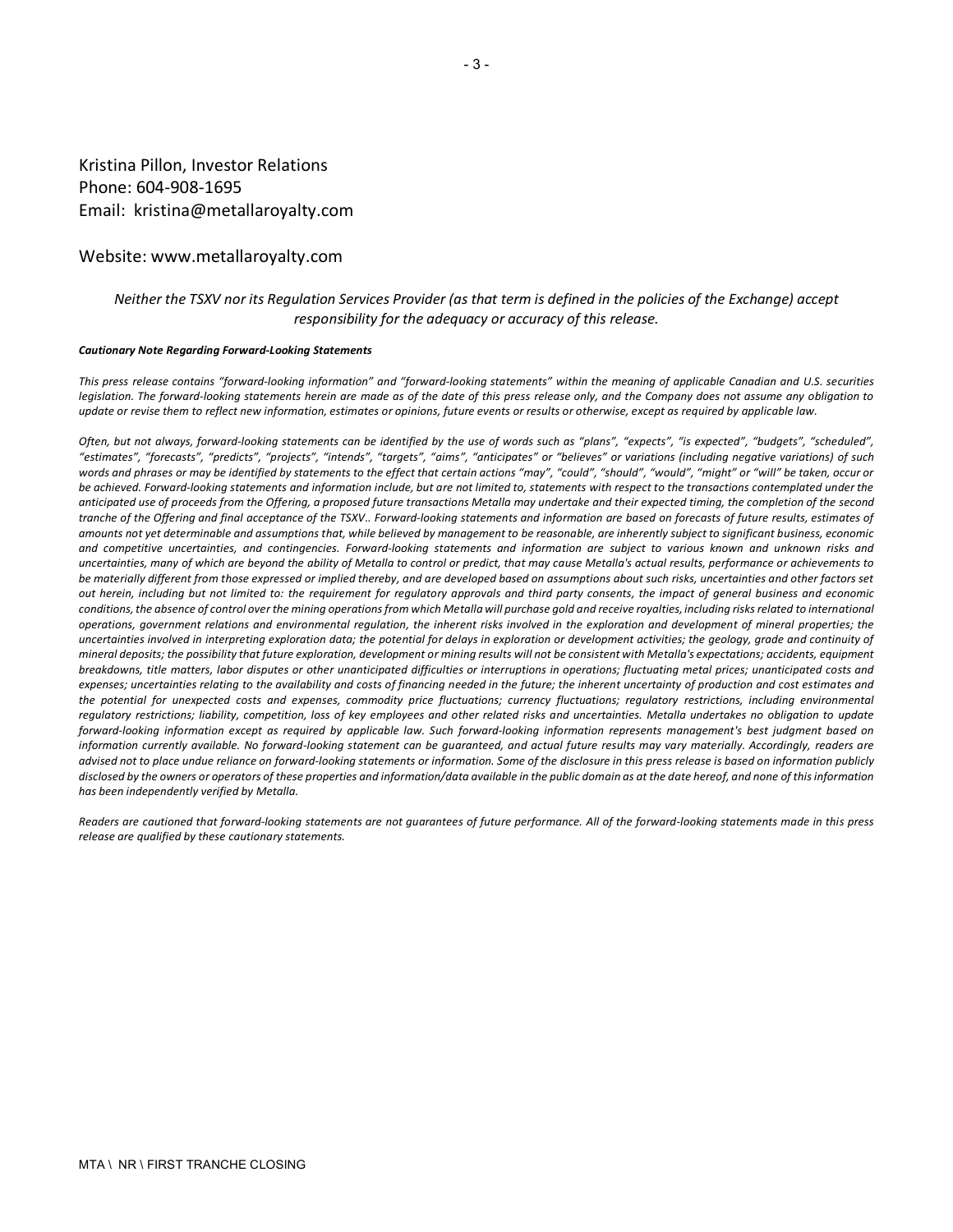Kristina Pillon, Investor Relations
Phone: 604-908-1695
Email: kristina@metallaroyalty.com

Website: www.metallaroyalty.com

*Neither the TSXV nor its Regulation Services Provider (as that term is defined in the policies of the Exchange) accept responsibility for the adequacy or accuracy of this release.*

***Cautionary Note Regarding Forward-Looking Statements***

*This press release contains "forward-looking information" and "forward-looking statements" within the meaning of applicable Canadian and U.S. securities legislation. The forward-looking statements herein are made as of the date of this press release only, and the Company does not assume any obligation to update or revise them to reflect new information, estimates or opinions, future events or results or otherwise, except as required by applicable law.*

*Often, but not always, forward-looking statements can be identified by the use of words such as "plans", "expects", "is expected", "budgets", "scheduled", "estimates", "forecasts", "predicts", "projects", "intends", "targets", "aims", "anticipates" or "believes" or variations (including negative variations) of such words and phrases or may be identified by statements to the effect that certain actions "may", "could", "should", "would", "might" or "will" be taken, occur or be achieved. Forward-looking statements and information include, but are not limited to, statements with respect to the transactions contemplated under the anticipated use of proceeds from the Offering, a proposed future transactions Metalla may undertake and their expected timing, the completion of the second tranche of the Offering and final acceptance of the TSXV.. Forward-looking statements and information are based on forecasts of future results, estimates of amounts not yet determinable and assumptions that, while believed by management to be reasonable, are inherently subject to significant business, economic and competitive uncertainties, and contingencies. Forward-looking statements and information are subject to various known and unknown risks and uncertainties, many of which are beyond the ability of Metalla to control or predict, that may cause Metalla's actual results, performance or achievements to be materially different from those expressed or implied thereby, and are developed based on assumptions about such risks, uncertainties and other factors set out herein, including but not limited to: the requirement for regulatory approvals and third party consents, the impact of general business and economic conditions, the absence of control over the mining operations from which Metalla will purchase gold and receive royalties, including risks related to international operations, government relations and environmental regulation, the inherent risks involved in the exploration and development of mineral properties; the uncertainties involved in interpreting exploration data; the potential for delays in exploration or development activities; the geology, grade and continuity of mineral deposits; the possibility that future exploration, development or mining results will not be consistent with Metalla's expectations; accidents, equipment breakdowns, title matters, labor disputes or other unanticipated difficulties or interruptions in operations; fluctuating metal prices; unanticipated costs and expenses; uncertainties relating to the availability and costs of financing needed in the future; the inherent uncertainty of production and cost estimates and the potential for unexpected costs and expenses, commodity price fluctuations; currency fluctuations; regulatory restrictions, including environmental regulatory restrictions; liability, competition, loss of key employees and other related risks and uncertainties. Metalla undertakes no obligation to update forward-looking information except as required by applicable law. Such forward-looking information represents management's best judgment based on information currently available. No forward-looking statement can be guaranteed, and actual future results may vary materially. Accordingly, readers are advised not to place undue reliance on forward-looking statements or information. Some of the disclosure in this press release is based on information publicly disclosed by the owners or operators of these properties and information/data available in the public domain as at the date hereof, and none of this information has been independently verified by Metalla.*

*Readers are cautioned that forward-looking statements are not guarantees of future performance. All of the forward-looking statements made in this press release are qualified by these cautionary statements.*